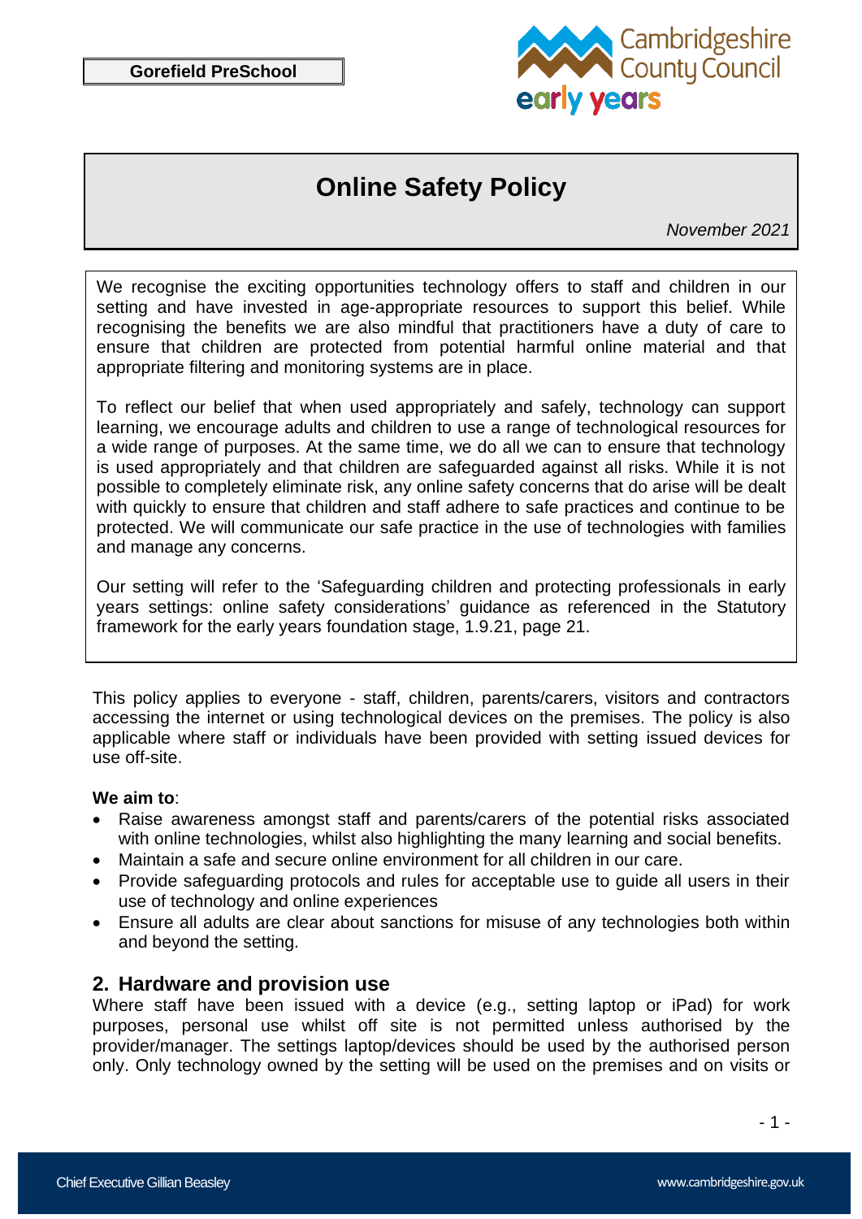**Gorefield PreSchool**

# Online Safety Policy

*November 2021*

We recognise the exciting opportunities technology offers to staff and children in our setting and have invested in age-appropriate resources to support this belief. While recognising the benefits we are also mindful that practitioners have a duty of care to ensure that children are protected from potential harmful online material and that appropriate filtering and monitoring systems are in place.

To reflect our belief that when used appropriately and safely, technology can support learning, we encourage adults and children to use a range of technological resources for a wide range of purposes. At the same time, we do all we can to ensure that technology is used appropriately and that children are safeguarded against all risks. While it is not possible to completely eliminate risk, any online safety concerns that do arise will be dealt with quickly to ensure that children and staff adhere to safe practices and continue to be protected. We will communicate our safe practice in the use of technologies with families and manage any concerns.

Our setting will refer to the 'Safeguarding children and protecting professionals in early years settings: online safety considerations' guidance as referenced in the Statutory framework for the early years foundation stage, 1.9.21, page 21.

This policy applies to everyone - staff, children, parents/carers, visitors and contractors accessing the internet or using technological devices on the premises. The policy is also applicable where staff or individuals have been provided with setting issued devices for use off-site.

**We aim to**:

- Raise awareness amongst staff and parents/carers of the potential risks associated with online technologies, whilst also highlighting the many learning and social benefits.
- Maintain a safe and secure online environment for all children in our care.
- Provide safeguarding protocols and rules for acceptable use to guide all users in their use of technology and online experiences
- Ensure all adults are clear about sanctions for misuse of any technologies both within and beyond the setting.

## 2. Hardware and provision use

Where staff have been issued with a device (e.g., setting laptop or iPad) for work purposes, personal use whilst off site is not permitted unless authorised by the provider/manager. The settings laptop/devices should be used by the authorised person only. Only technology owned by the setting will be used on the premises and on visits or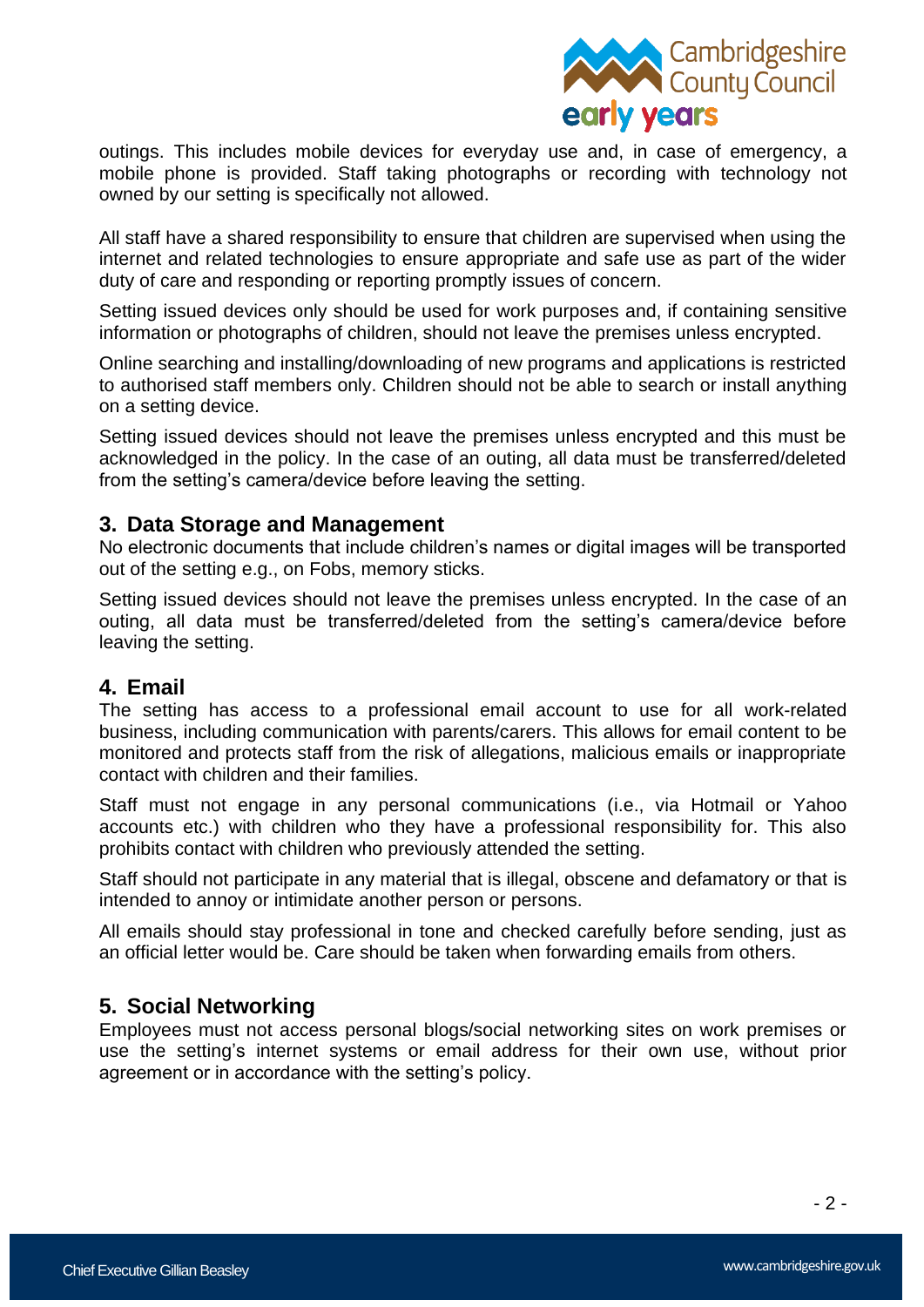outings. This includes mobile devices for everyday use and, in case of emergency, a mobile phone is provided. Staff taking photographs or recording with technology not owned by our setting is specifically not allowed.

All staff have a shared responsibility to ensure that children are supervised when using the internet and related technologies to ensure appropriate and safe use as part of the wider duty of care and responding or reporting promptly issues of concern.

Setting issued devices only should be used for work purposes and, if containing sensitive information or photographs of children, should not leave the premises unless encrypted.

Online searching and installing/downloading of new programs and applications is restricted to authorised staff members only. Children should not be able to search or install anything on a setting device.

Setting issued devices should not leave the premises unless encrypted and this must be acknowledged in the policy. In the case of an outing, all data must be transferred/deleted from the setting's camera/device before leaving the setting.

## 3. Data Storage and Management

No electronic documents that include children's names or digital images will be transported out of the setting e.g., on Fobs, memory sticks.

Setting issued devices should not leave the premises unless encrypted. In the case of an outing, all data must be transferred/deleted from the setting's camera/device before leaving the setting.

## 4. Email

The setting has access to a professional email account to use for all work-related business, including communication with parents/carers. This allows for email content to be monitored and protects staff from the risk of allegations, malicious emails or inappropriate contact with children and their families.

Staff must not engage in any personal communications (i.e., via Hotmail or Yahoo accounts etc.) with children who they have a professional responsibility for. This also prohibits contact with children who previously attended the setting.

Staff should not participate in any material that is illegal, obscene and defamatory or that is intended to annoy or intimidate another person or persons.

All emails should stay professional in tone and checked carefully before sending, just as an official letter would be. Care should be taken when forwarding emails from others.

## 5. Social Networking

Employees must not access personal blogs/social networking sites on work premises or use the setting's internet systems or email address for their own use, without prior agreement or in accordance with the setting's policy.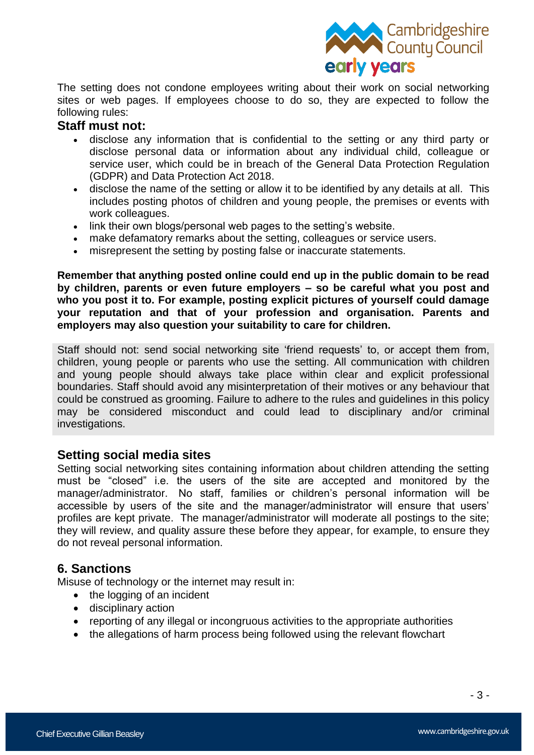The setting does not condone employees writing about their work on social networking sites or web pages. If employees choose to do so, they are expected to follow the following rules:

### Staff must not:

- disclose any information that is confidential to the setting or any third party or disclose personal data or information about any individual child, colleague or service user, which could be in breach of the General Data Protection Regulation (GDPR) and Data Protection Act 2018.
- disclose the name of the setting or allow it to be identified by any details at all. This includes posting photos of children and young people, the premises or events with work colleagues.
- link their own blogs/personal web pages to the setting's website.
- make defamatory remarks about the setting, colleagues or service users.
- misrepresent the setting by posting false or inaccurate statements.

**Remember that anything posted online could end up in the public domain to be read by children, parents or even future employers – so be careful what you post and who you post it to. For example, posting explicit pictures of yourself could damage your reputation and that of your profession and organisation. Parents and employers may also question your suitability to care for children.**

Staff should not: send social networking site 'friend requests' to, or accept them from, children, young people or parents who use the setting. All communication with children and young people should always take place within clear and explicit professional boundaries. Staff should avoid any misinterpretation of their motives or any behaviour that could be construed as grooming. Failure to adhere to the rules and guidelines in this policy may be considered misconduct and could lead to disciplinary and/or criminal investigations.

### Setting social media sites

Setting social networking sites containing information about children attending the setting must be "closed" i.e. the users of the site are accepted and monitored by the manager/administrator. No staff, families or children's personal information will be accessible by users of the site and the manager/administrator will ensure that users' profiles are kept private. The manager/administrator will moderate all postings to the site; they will review, and quality assure these before they appear, for example, to ensure they do not reveal personal information.

## 6. Sanctions

Misuse of technology or the internet may result in:

- the logging of an incident
- disciplinary action
- reporting of any illegal or incongruous activities to the appropriate authorities
- the allegations of harm process being followed using the relevant flowchart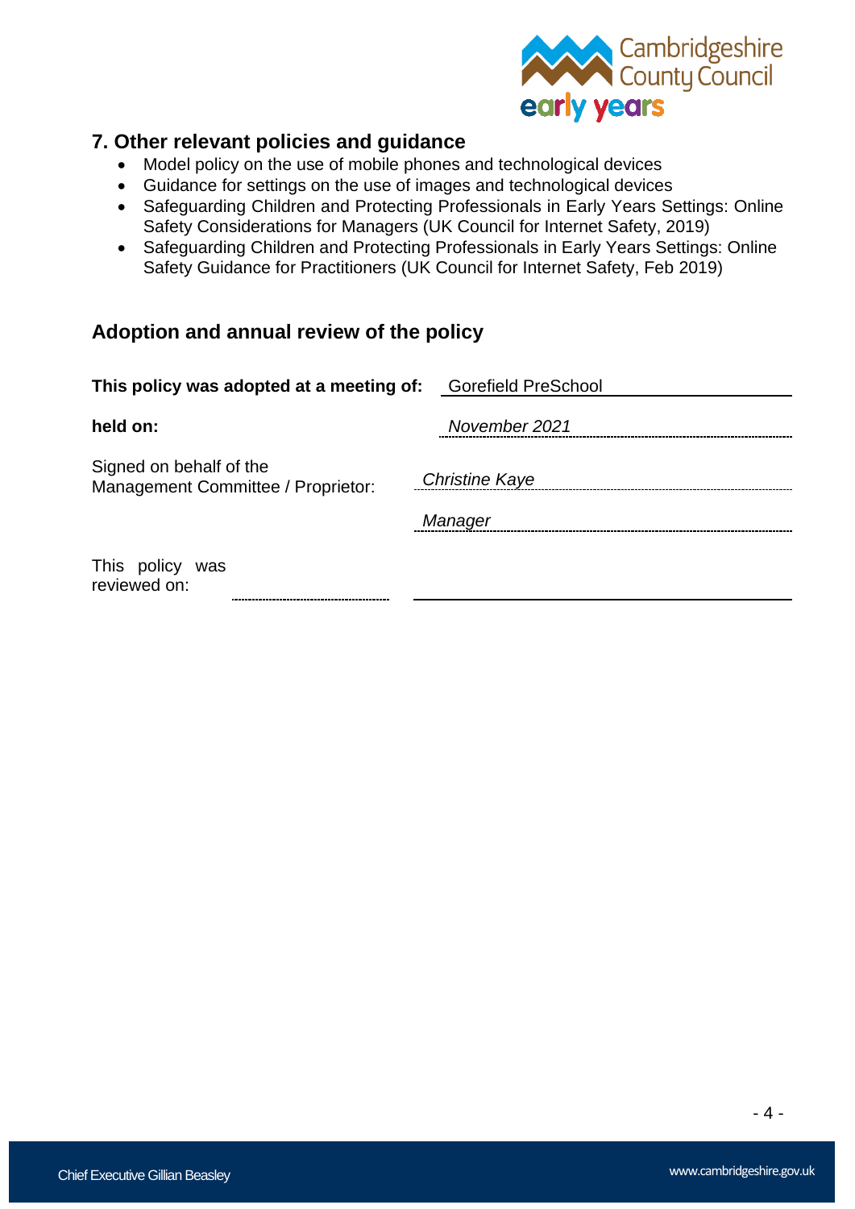## 7. Other relevant policies and guidance

- Model policy on the use of mobile phones and technological devices
- Guidance for settings on the use of images and technological devices
- Safeguarding Children and Protecting Professionals in Early Years Settings: Online Safety Considerations for Managers (UK Council for Internet Safety, 2019)
- Safeguarding Children and Protecting Professionals in Early Years Settings: Online Safety Guidance for Practitioners (UK Council for Internet Safety, Feb 2019)

## Adoption and annual review of the policy

**This policy was adopted at a meeting of:** Gorefield PreSchool

**held on:** *November 2021*

Signed on behalf of the Management Committee / Proprietor: *Christine Kaye*

*Manager*

This policy was reviewed on: